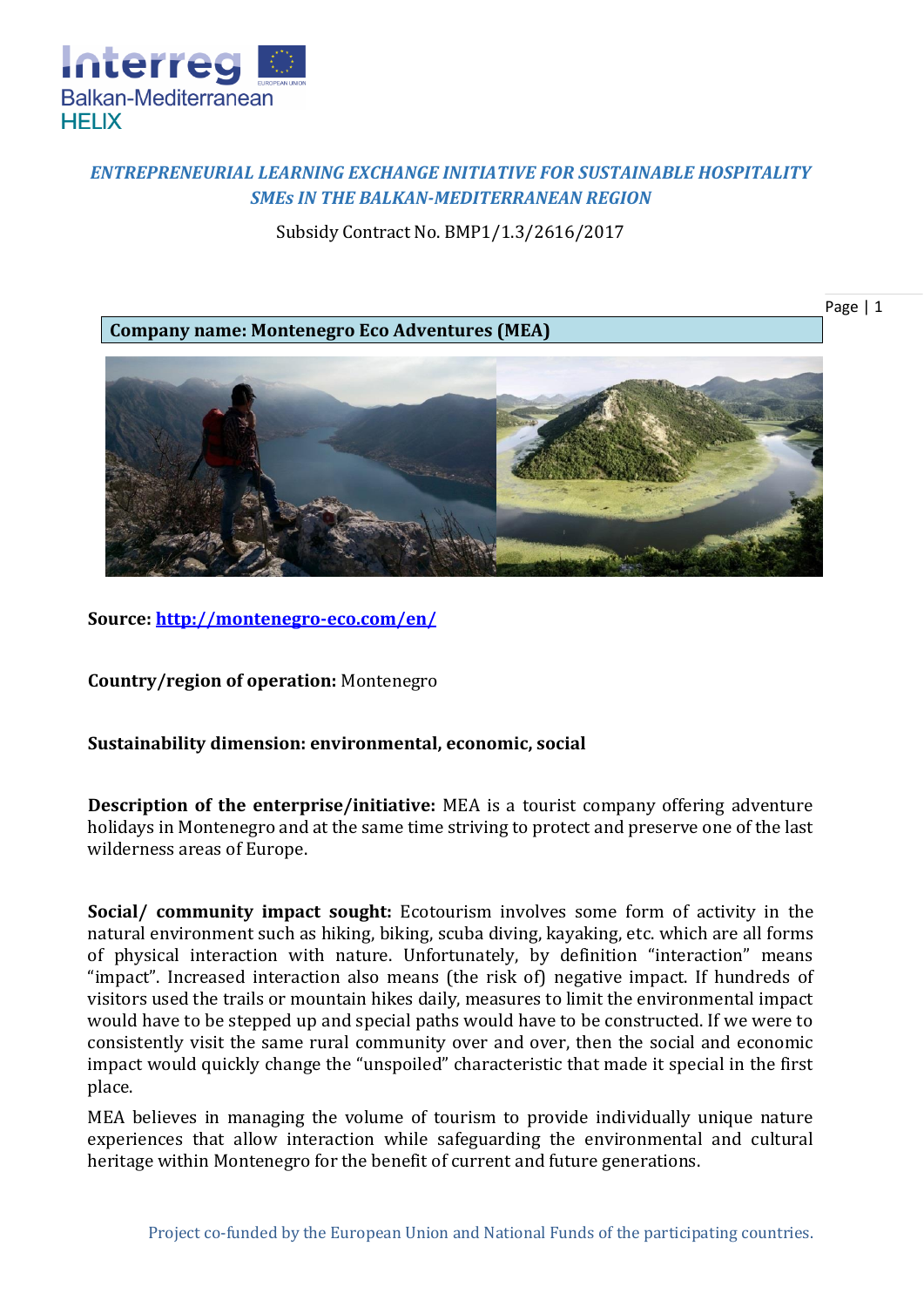## *ENTREPRENEURIAL LEARNING EXCHANGE INITIATIVE FOR SUSTAINABLE HOSPITALITY SMEs IN THE BALKAN-MEDITERRANEAN REGION*

Subsidy Contract No. BMP1/1.3/2616/2017

**Company name: Montenegro Eco Adventures (MEA)**

**Source: [http://montenegro-eco.com/en/](http://montenegro-eco.com/en/)**

**Country/region of operation:** Montenegro

**Sustainability dimension: environmental, economic, social**

**Description of the enterprise/initiative:** MEA is a tourist company offering adventure holidays in Montenegro and at the same time striving to protect and preserve one of the last wilderness areas of Europe.

**Social/ community impact sought:** Ecotourism involves some form of activity in the natural environment such as hiking, biking, scuba diving, kayaking, etc. which are all forms of physical interaction with nature. Unfortunately, by definition "interaction" means "impact". Increased interaction also means (the risk of) negative impact. If hundreds of visitors used the trails or mountain hikes daily, measures to limit the environmental impact would have to be stepped up and special paths would have to be constructed. If we were to consistently visit the same rural community over and over, then the social and economic impact would quickly change the "unspoiled" characteristic that made it special in the first place.

MEA believes in managing the volume of tourism to provide individually unique nature experiences that allow interaction while safeguarding the environmental and cultural heritage within Montenegro for the benefit of current and future generations.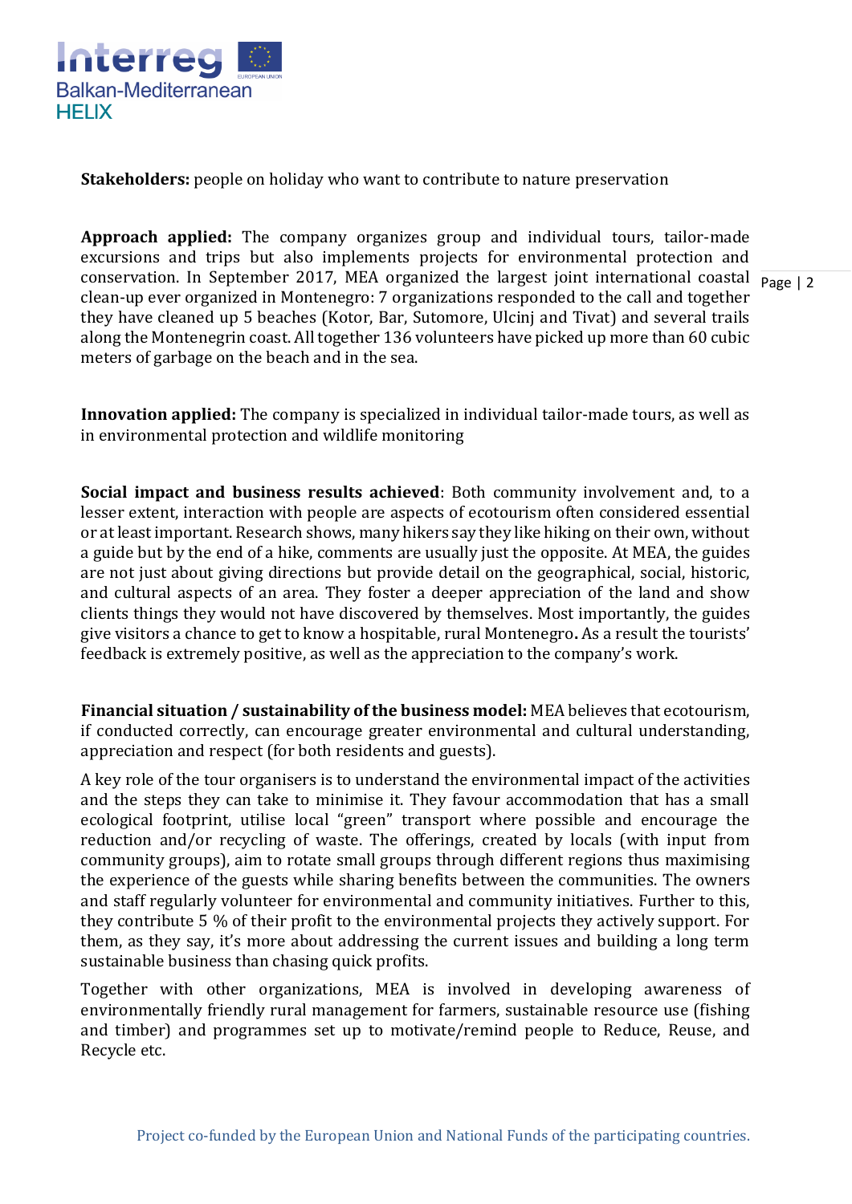**Stakeholders:** people on holiday who want to contribute to nature preservation

**Approach applied:** The company organizes group and individual tours, tailor-made excursions and trips but also implements projects for environmental protection and conservation. In September 2017, MEA organized the largest joint international coastal clean-up ever organized in Montenegro: 7 organizations responded to the call and together they have cleaned up 5 beaches (Kotor, Bar, Sutomore, Ulcinj and Tivat) and several trails along the Montenegrin coast. All together 136 volunteers have picked up more than 60 cubic meters of garbage on the beach and in the sea.

**Innovation applied:** The company is specialized in individual tailor-made tours, as well as in environmental protection and wildlife monitoring

**Social impact and business results achieved**: Both community involvement and, to a lesser extent, interaction with people are aspects of ecotourism often considered essential or at least important. Research shows, many hikers say they like hiking on their own, without a guide but by the end of a hike, comments are usually just the opposite. At MEA, the guides are not just about giving directions but provide detail on the geographical, social, historic, and cultural aspects of an area. They foster a deeper appreciation of the land and show clients things they would not have discovered by themselves. Most importantly, the guides give visitors a chance to get to know a hospitable, rural Montenegro**.** As a result the tourists' feedback is extremely positive, as well as the appreciation to the company's work.

**Financial situation / sustainability of the business model:** MEA believes that ecotourism, if conducted correctly, can encourage greater environmental and cultural understanding, appreciation and respect (for both residents and guests).

A key role of the tour organisers is to understand the environmental impact of the activities and the steps they can take to minimise it. They favour accommodation that has a small ecological footprint, utilise local "green" transport where possible and encourage the reduction and/or recycling of waste. The offerings, created by locals (with input from community groups), aim to rotate small groups through different regions thus maximising the experience of the guests while sharing benefits between the communities. The owners and staff regularly volunteer for environmental and community initiatives. Further to this, they contribute 5 % of their profit to the environmental projects they actively support. For them, as they say, it's more about addressing the current issues and building a long term sustainable business than chasing quick profits.

Together with other organizations, MEA is involved in developing awareness of environmentally friendly rural management for farmers, sustainable resource use (fishing and timber) and programmes set up to motivate/remind people to Reduce, Reuse, and Recycle etc.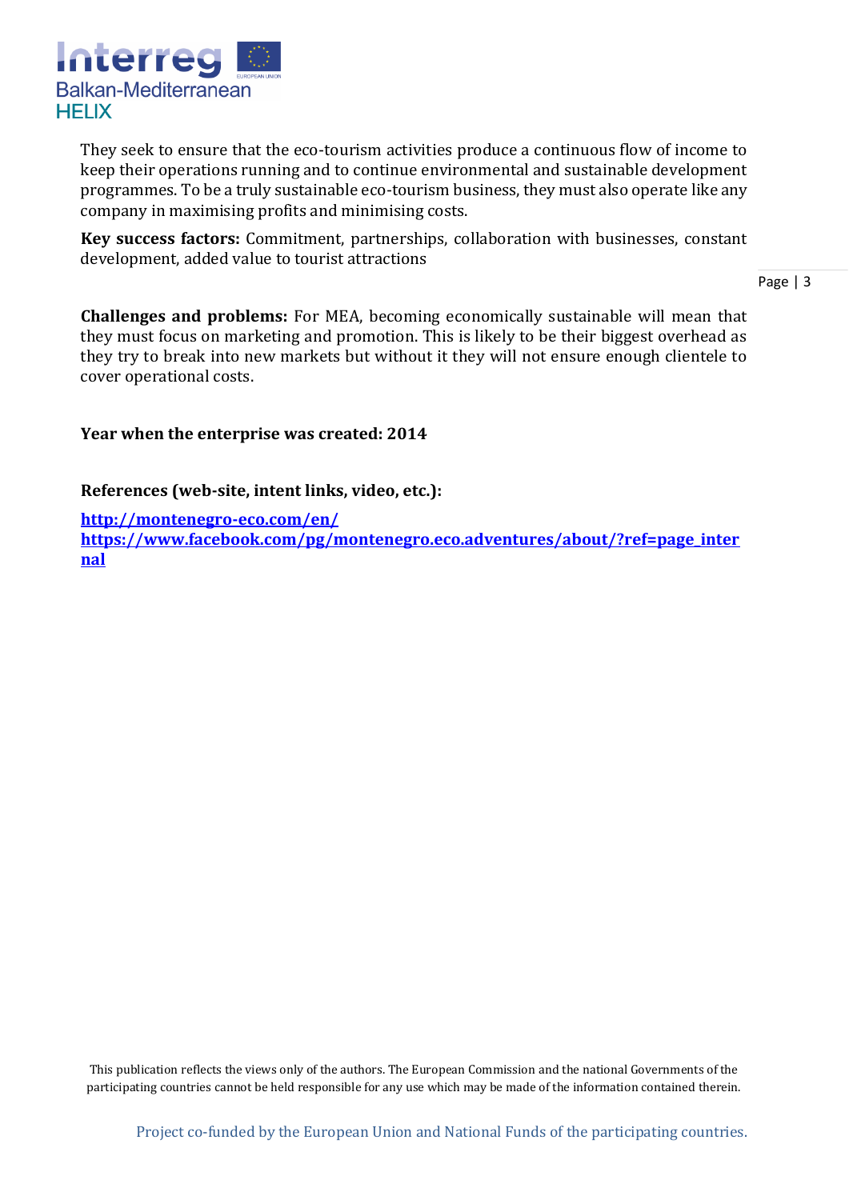They seek to ensure that the eco-tourism activities produce a continuous flow of income to keep their operations running and to continue environmental and sustainable development programmes. To be a truly sustainable eco-tourism business, they must also operate like any company in maximising profits and minimising costs.

**Key success factors:** Commitment, partnerships, collaboration with businesses, constant development, added value to tourist attractions

**Challenges and problems:** For MEA, becoming economically sustainable will mean that they must focus on marketing and promotion. This is likely to be their biggest overhead as they try to break into new markets but without it they will not ensure enough clientele to cover operational costs.

**Year when the enterprise was created: 2014**

**References (web-site, intent links, video, etc.):**

**http://montenegro-eco.com/en/**
**https://www.facebook.com/pg/montenegro.eco.adventures/about/?ref=page_internal**

This publication reflects the views only of the authors. The European Commission and the national Governments of the participating countries cannot be held responsible for any use which may be made of the information contained therein.

Project co-funded by the European Union and National Funds of the participating countries.